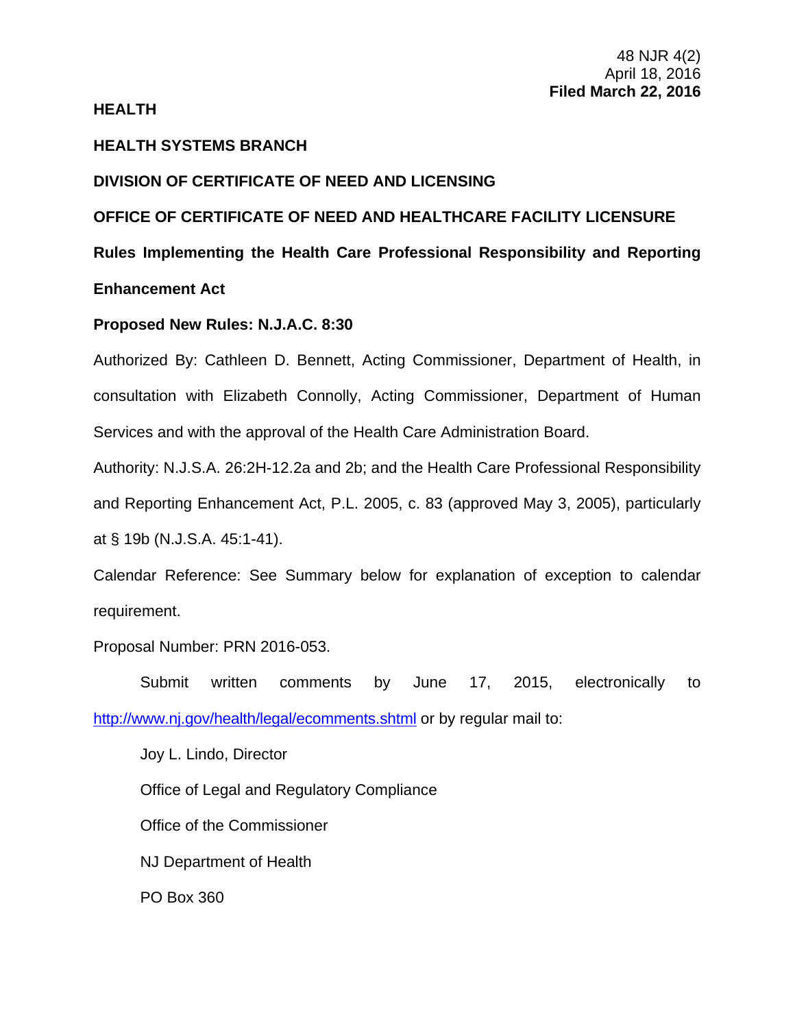48 NJR 4(2)
April 18, 2016
**Filed March 22, 2016**

**HEALTH**

**HEALTH SYSTEMS BRANCH**

**DIVISION OF CERTIFICATE OF NEED AND LICENSING**

**OFFICE OF CERTIFICATE OF NEED AND HEALTHCARE FACILITY LICENSURE**

**Rules Implementing the Health Care Professional Responsibility and Reporting Enhancement Act**

**Proposed New Rules: N.J.A.C. 8:30**

Authorized By: Cathleen D. Bennett, Acting Commissioner, Department of Health, in consultation with Elizabeth Connolly, Acting Commissioner, Department of Human Services and with the approval of the Health Care Administration Board.

Authority: N.J.S.A. 26:2H-12.2a and 2b; and the Health Care Professional Responsibility and Reporting Enhancement Act, P.L. 2005, c. 83 (approved May 3, 2005), particularly at § 19b (N.J.S.A. 45:1-41).

Calendar Reference: See Summary below for explanation of exception to calendar requirement.

Proposal Number: PRN 2016-053.

Submit written comments by June 17, 2015, electronically to http://www.nj.gov/health/legal/ecomments.shtml or by regular mail to:

Joy L. Lindo, Director

Office of Legal and Regulatory Compliance

Office of the Commissioner

NJ Department of Health

PO Box 360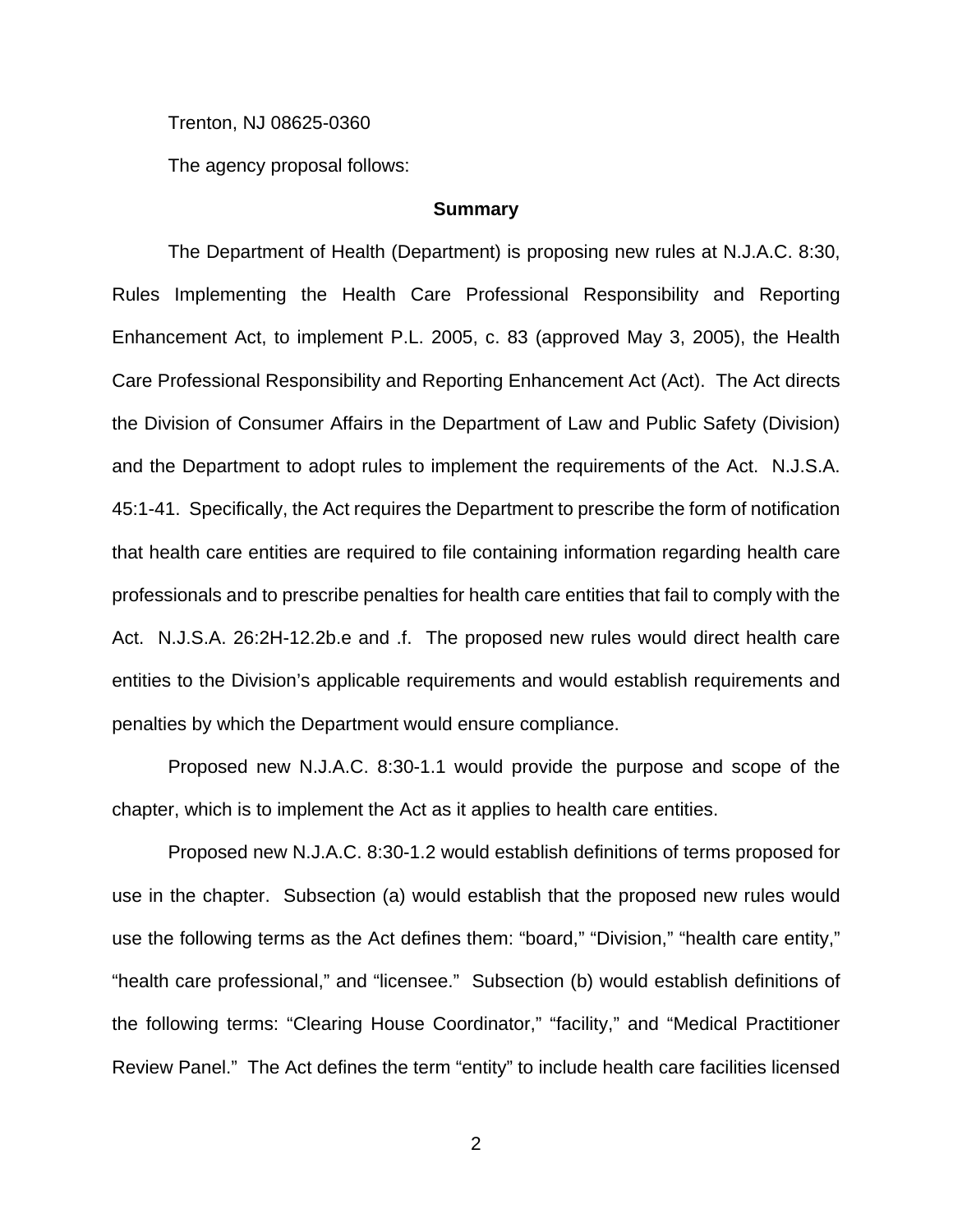Trenton, NJ 08625-0360

The agency proposal follows:

## Summary

The Department of Health (Department) is proposing new rules at N.J.A.C. 8:30, Rules Implementing the Health Care Professional Responsibility and Reporting Enhancement Act, to implement P.L. 2005, c. 83 (approved May 3, 2005), the Health Care Professional Responsibility and Reporting Enhancement Act (Act). The Act directs the Division of Consumer Affairs in the Department of Law and Public Safety (Division) and the Department to adopt rules to implement the requirements of the Act. N.J.S.A. 45:1-41. Specifically, the Act requires the Department to prescribe the form of notification that health care entities are required to file containing information regarding health care professionals and to prescribe penalties for health care entities that fail to comply with the Act. N.J.S.A. 26:2H-12.2b.e and .f. The proposed new rules would direct health care entities to the Division's applicable requirements and would establish requirements and penalties by which the Department would ensure compliance.

Proposed new N.J.A.C. 8:30-1.1 would provide the purpose and scope of the chapter, which is to implement the Act as it applies to health care entities.

Proposed new N.J.A.C. 8:30-1.2 would establish definitions of terms proposed for use in the chapter. Subsection (a) would establish that the proposed new rules would use the following terms as the Act defines them: "board," "Division," "health care entity," "health care professional," and "licensee." Subsection (b) would establish definitions of the following terms: "Clearing House Coordinator," "facility," and "Medical Practitioner Review Panel." The Act defines the term "entity" to include health care facilities licensed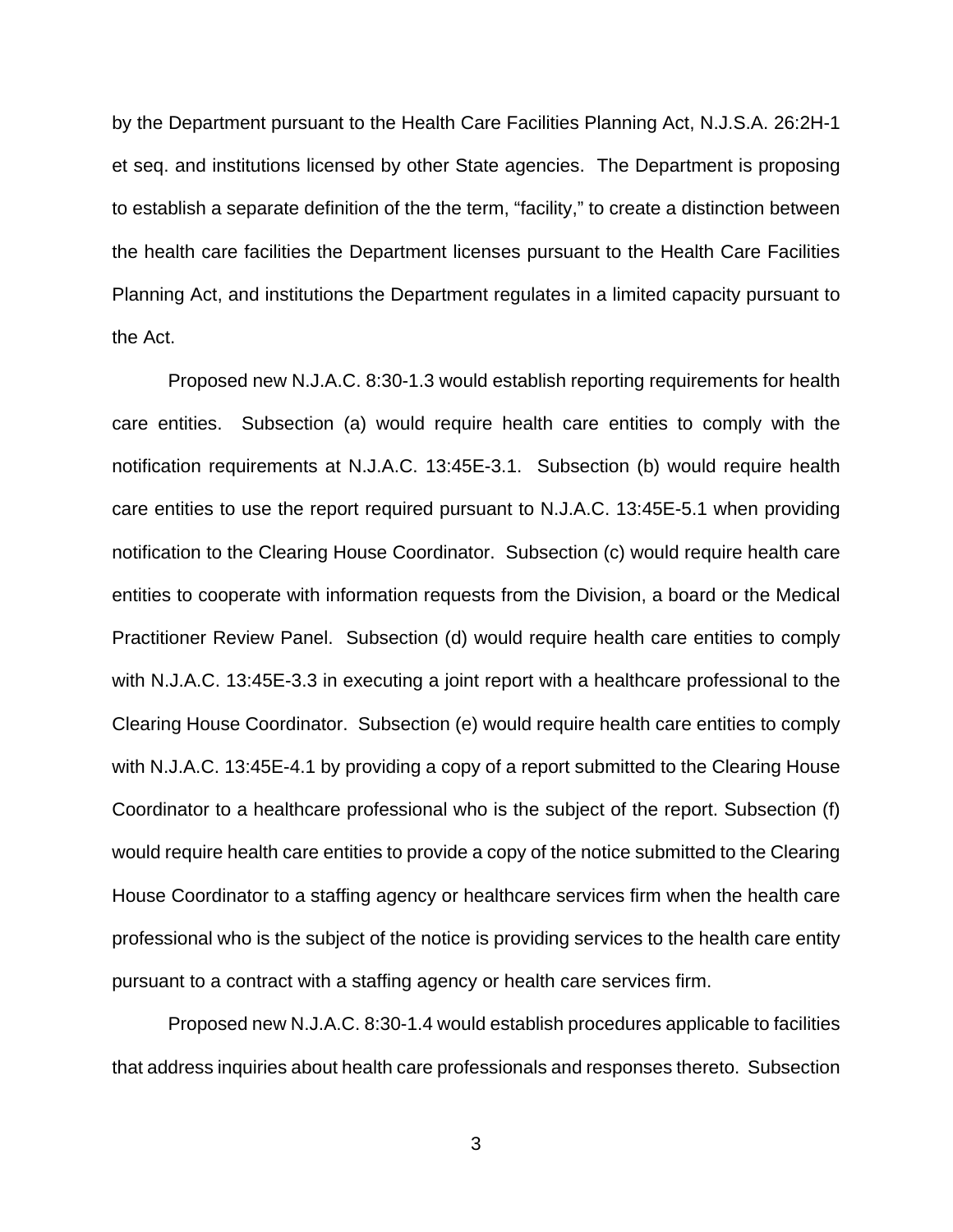by the Department pursuant to the Health Care Facilities Planning Act, N.J.S.A. 26:2H-1 et seq. and institutions licensed by other State agencies. The Department is proposing to establish a separate definition of the the term, "facility," to create a distinction between the health care facilities the Department licenses pursuant to the Health Care Facilities Planning Act, and institutions the Department regulates in a limited capacity pursuant to the Act.

Proposed new N.J.A.C. 8:30-1.3 would establish reporting requirements for health care entities. Subsection (a) would require health care entities to comply with the notification requirements at N.J.A.C. 13:45E-3.1. Subsection (b) would require health care entities to use the report required pursuant to N.J.A.C. 13:45E-5.1 when providing notification to the Clearing House Coordinator. Subsection (c) would require health care entities to cooperate with information requests from the Division, a board or the Medical Practitioner Review Panel. Subsection (d) would require health care entities to comply with N.J.A.C. 13:45E-3.3 in executing a joint report with a healthcare professional to the Clearing House Coordinator. Subsection (e) would require health care entities to comply with N.J.A.C. 13:45E-4.1 by providing a copy of a report submitted to the Clearing House Coordinator to a healthcare professional who is the subject of the report. Subsection (f) would require health care entities to provide a copy of the notice submitted to the Clearing House Coordinator to a staffing agency or healthcare services firm when the health care professional who is the subject of the notice is providing services to the health care entity pursuant to a contract with a staffing agency or health care services firm.

Proposed new N.J.A.C. 8:30-1.4 would establish procedures applicable to facilities that address inquiries about health care professionals and responses thereto. Subsection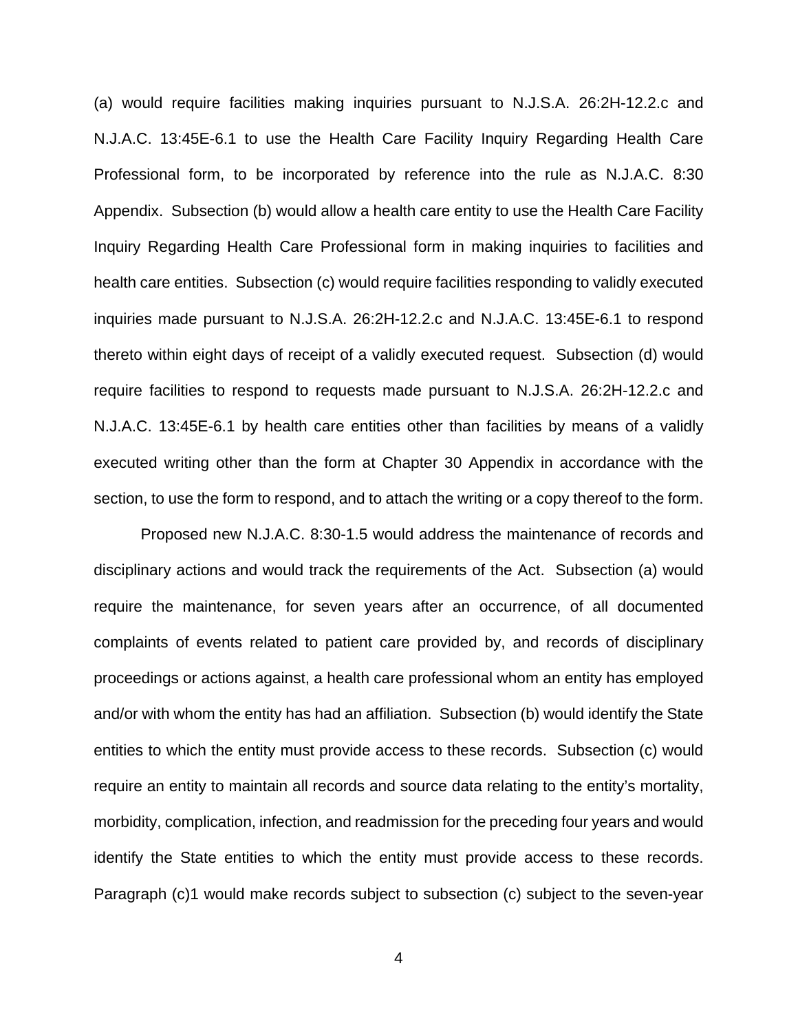(a) would require facilities making inquiries pursuant to N.J.S.A. 26:2H-12.2.c and N.J.A.C. 13:45E-6.1 to use the Health Care Facility Inquiry Regarding Health Care Professional form, to be incorporated by reference into the rule as N.J.A.C. 8:30 Appendix. Subsection (b) would allow a health care entity to use the Health Care Facility Inquiry Regarding Health Care Professional form in making inquiries to facilities and health care entities. Subsection (c) would require facilities responding to validly executed inquiries made pursuant to N.J.S.A. 26:2H-12.2.c and N.J.A.C. 13:45E-6.1 to respond thereto within eight days of receipt of a validly executed request. Subsection (d) would require facilities to respond to requests made pursuant to N.J.S.A. 26:2H-12.2.c and N.J.A.C. 13:45E-6.1 by health care entities other than facilities by means of a validly executed writing other than the form at Chapter 30 Appendix in accordance with the section, to use the form to respond, and to attach the writing or a copy thereof to the form.

Proposed new N.J.A.C. 8:30-1.5 would address the maintenance of records and disciplinary actions and would track the requirements of the Act. Subsection (a) would require the maintenance, for seven years after an occurrence, of all documented complaints of events related to patient care provided by, and records of disciplinary proceedings or actions against, a health care professional whom an entity has employed and/or with whom the entity has had an affiliation. Subsection (b) would identify the State entities to which the entity must provide access to these records. Subsection (c) would require an entity to maintain all records and source data relating to the entity's mortality, morbidity, complication, infection, and readmission for the preceding four years and would identify the State entities to which the entity must provide access to these records. Paragraph (c)1 would make records subject to subsection (c) subject to the seven-year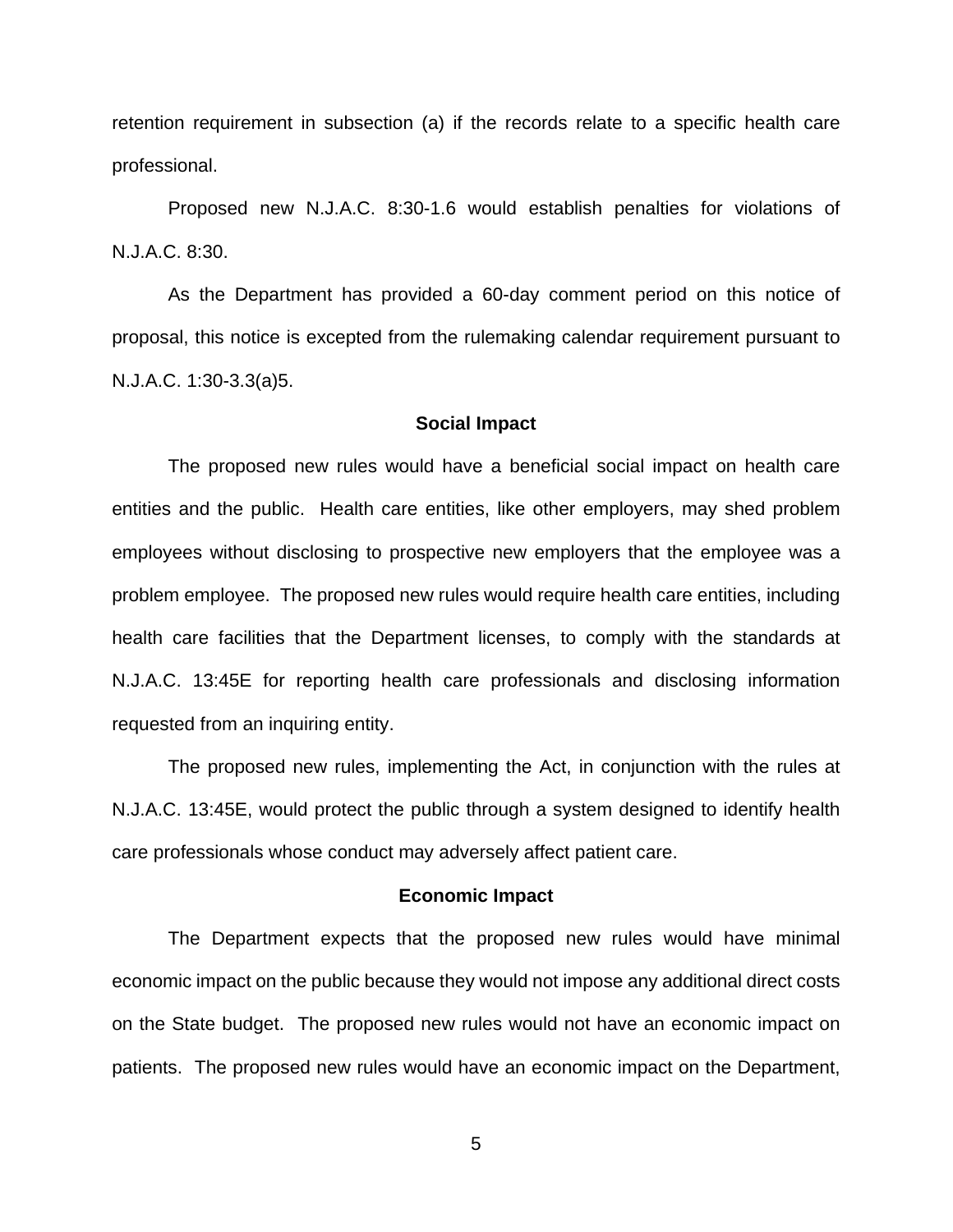retention requirement in subsection (a) if the records relate to a specific health care professional.

Proposed new N.J.A.C. 8:30-1.6 would establish penalties for violations of N.J.A.C. 8:30.

As the Department has provided a 60-day comment period on this notice of proposal, this notice is excepted from the rulemaking calendar requirement pursuant to N.J.A.C. 1:30-3.3(a)5.

**Social Impact**

The proposed new rules would have a beneficial social impact on health care entities and the public. Health care entities, like other employers, may shed problem employees without disclosing to prospective new employers that the employee was a problem employee. The proposed new rules would require health care entities, including health care facilities that the Department licenses, to comply with the standards at N.J.A.C. 13:45E for reporting health care professionals and disclosing information requested from an inquiring entity.

The proposed new rules, implementing the Act, in conjunction with the rules at N.J.A.C. 13:45E, would protect the public through a system designed to identify health care professionals whose conduct may adversely affect patient care.

**Economic Impact**

The Department expects that the proposed new rules would have minimal economic impact on the public because they would not impose any additional direct costs on the State budget. The proposed new rules would not have an economic impact on patients. The proposed new rules would have an economic impact on the Department,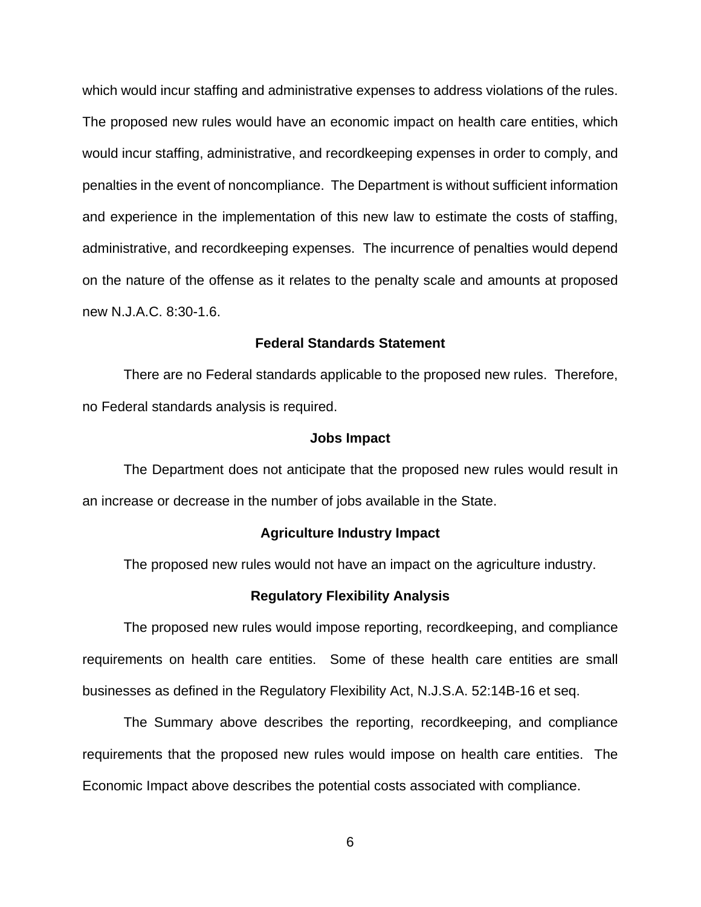which would incur staffing and administrative expenses to address violations of the rules. The proposed new rules would have an economic impact on health care entities, which would incur staffing, administrative, and recordkeeping expenses in order to comply, and penalties in the event of noncompliance. The Department is without sufficient information and experience in the implementation of this new law to estimate the costs of staffing, administrative, and recordkeeping expenses. The incurrence of penalties would depend on the nature of the offense as it relates to the penalty scale and amounts at proposed new N.J.A.C. 8:30-1.6.

**Federal Standards Statement**

There are no Federal standards applicable to the proposed new rules. Therefore, no Federal standards analysis is required.

**Jobs Impact**

The Department does not anticipate that the proposed new rules would result in an increase or decrease in the number of jobs available in the State.

**Agriculture Industry Impact**

The proposed new rules would not have an impact on the agriculture industry.

**Regulatory Flexibility Analysis**

The proposed new rules would impose reporting, recordkeeping, and compliance requirements on health care entities. Some of these health care entities are small businesses as defined in the Regulatory Flexibility Act, N.J.S.A. 52:14B-16 et seq.

The Summary above describes the reporting, recordkeeping, and compliance requirements that the proposed new rules would impose on health care entities. The Economic Impact above describes the potential costs associated with compliance.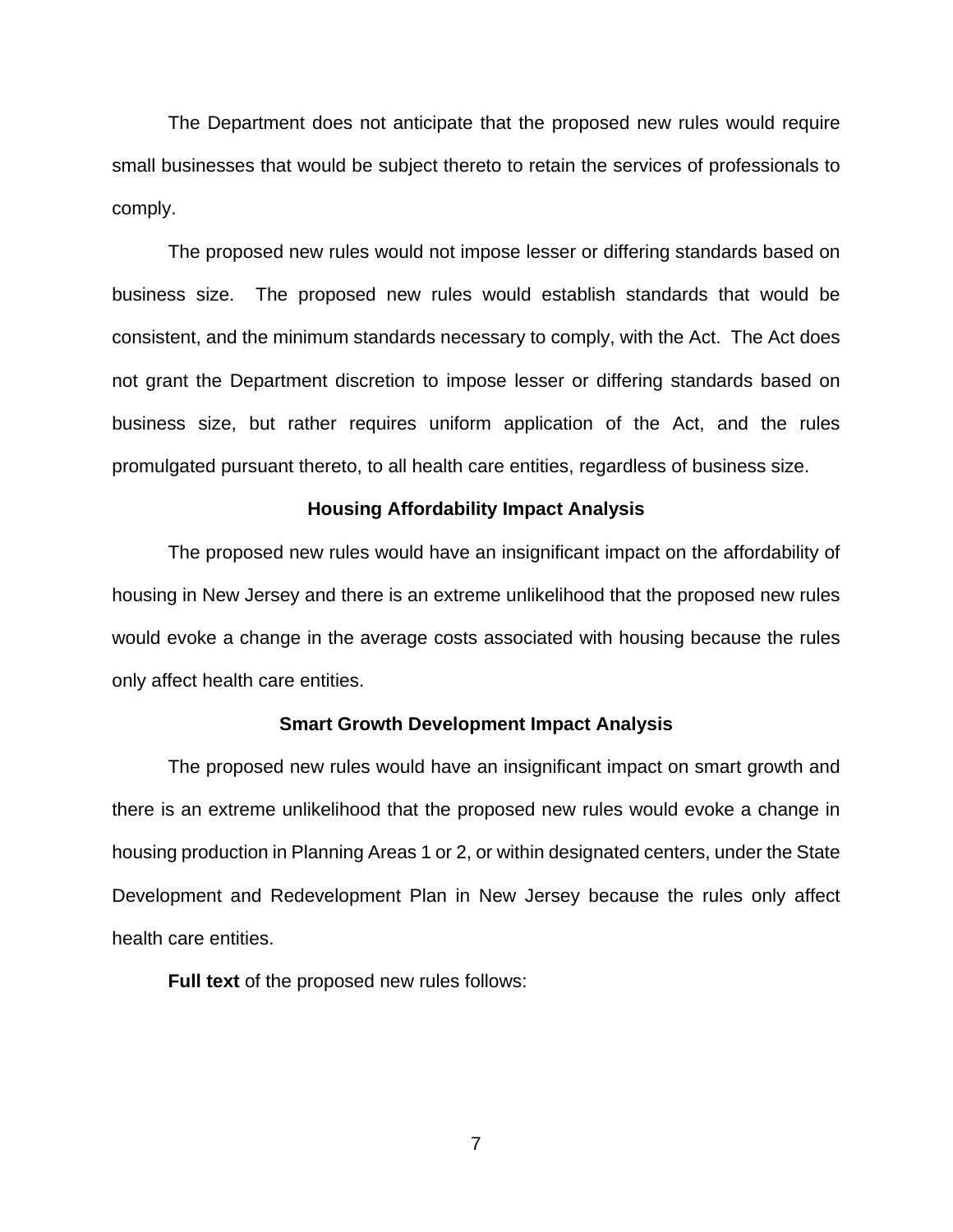The Department does not anticipate that the proposed new rules would require small businesses that would be subject thereto to retain the services of professionals to comply.

The proposed new rules would not impose lesser or differing standards based on business size. The proposed new rules would establish standards that would be consistent, and the minimum standards necessary to comply, with the Act. The Act does not grant the Department discretion to impose lesser or differing standards based on business size, but rather requires uniform application of the Act, and the rules promulgated pursuant thereto, to all health care entities, regardless of business size.

**Housing Affordability Impact Analysis**

The proposed new rules would have an insignificant impact on the affordability of housing in New Jersey and there is an extreme unlikelihood that the proposed new rules would evoke a change in the average costs associated with housing because the rules only affect health care entities.

**Smart Growth Development Impact Analysis**

The proposed new rules would have an insignificant impact on smart growth and there is an extreme unlikelihood that the proposed new rules would evoke a change in housing production in Planning Areas 1 or 2, or within designated centers, under the State Development and Redevelopment Plan in New Jersey because the rules only affect health care entities.

**Full text** of the proposed new rules follows: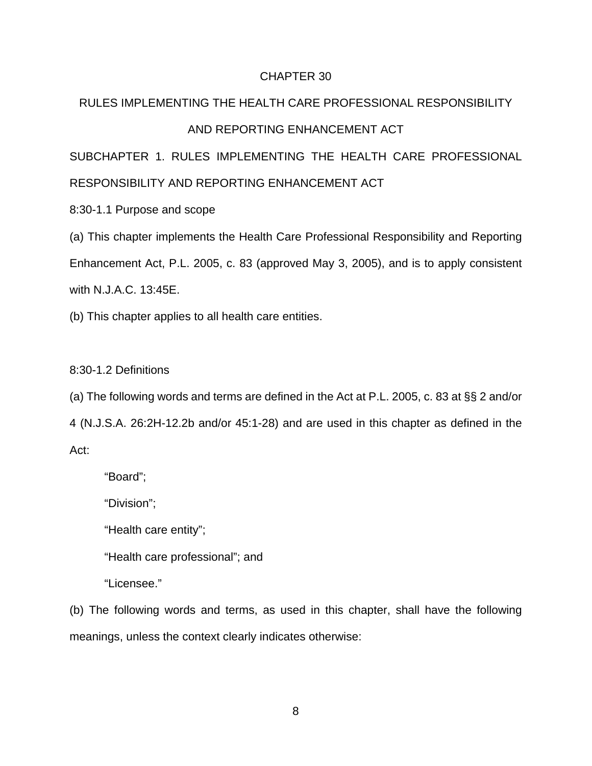# CHAPTER 30

## RULES IMPLEMENTING THE HEALTH CARE PROFESSIONAL RESPONSIBILITY AND REPORTING ENHANCEMENT ACT

### SUBCHAPTER 1. RULES IMPLEMENTING THE HEALTH CARE PROFESSIONAL RESPONSIBILITY AND REPORTING ENHANCEMENT ACT

8:30-1.1 Purpose and scope

(a) This chapter implements the Health Care Professional Responsibility and Reporting Enhancement Act, P.L. 2005, c. 83 (approved May 3, 2005), and is to apply consistent with N.J.A.C. 13:45E.

(b) This chapter applies to all health care entities.

8:30-1.2 Definitions

(a) The following words and terms are defined in the Act at P.L. 2005, c. 83 at §§ 2 and/or 4 (N.J.S.A. 26:2H-12.2b and/or 45:1-28) and are used in this chapter as defined in the Act:

"Board";

"Division";

"Health care entity";

"Health care professional"; and

"Licensee."

(b) The following words and terms, as used in this chapter, shall have the following meanings, unless the context clearly indicates otherwise: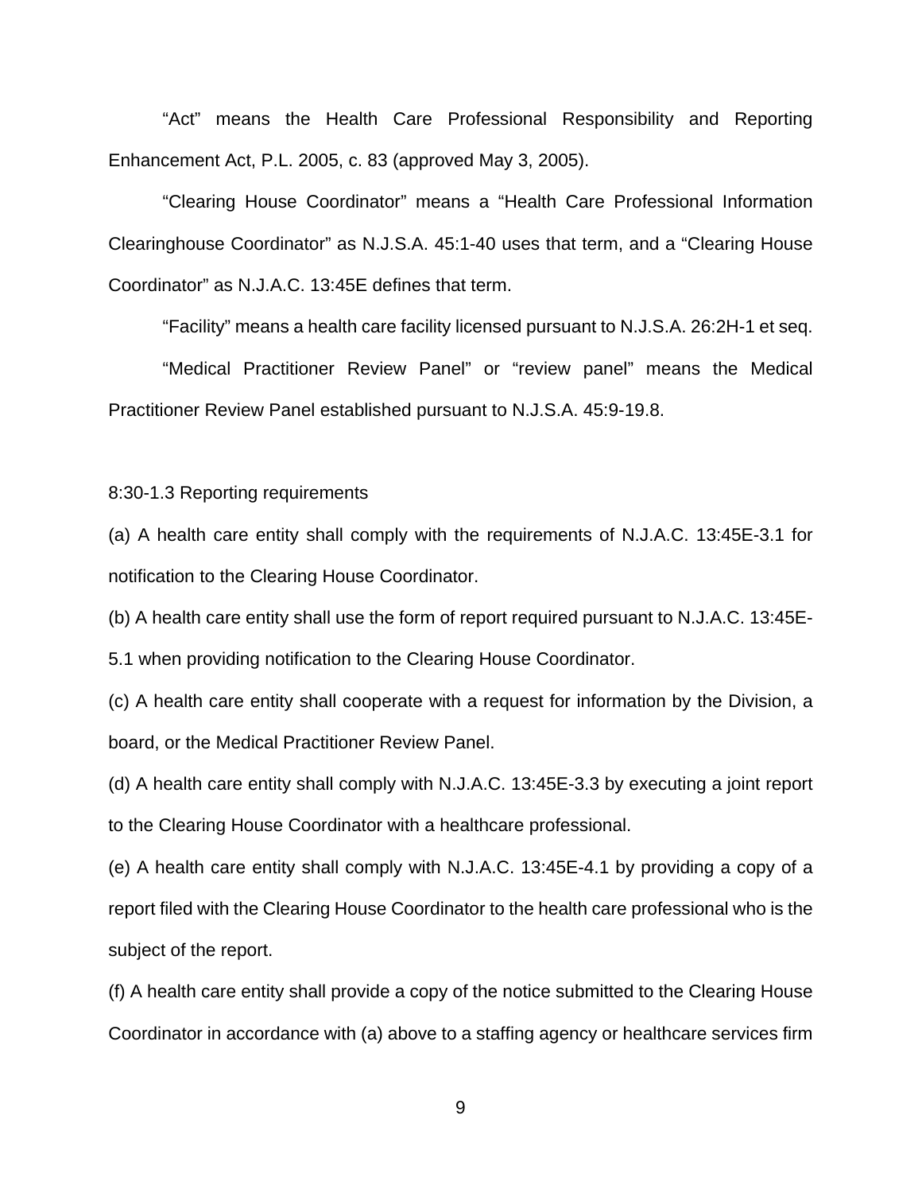“Act” means the Health Care Professional Responsibility and Reporting Enhancement Act, P.L. 2005, c. 83 (approved May 3, 2005).

“Clearing House Coordinator” means a “Health Care Professional Information Clearinghouse Coordinator” as N.J.S.A. 45:1-40 uses that term, and a “Clearing House Coordinator” as N.J.A.C. 13:45E defines that term.

“Facility” means a health care facility licensed pursuant to N.J.S.A. 26:2H-1 et seq.

“Medical Practitioner Review Panel” or “review panel” means the Medical Practitioner Review Panel established pursuant to N.J.S.A. 45:9-19.8.

8:30-1.3 Reporting requirements

(a) A health care entity shall comply with the requirements of N.J.A.C. 13:45E-3.1 for notification to the Clearing House Coordinator.

(b) A health care entity shall use the form of report required pursuant to N.J.A.C. 13:45E-5.1 when providing notification to the Clearing House Coordinator.

(c) A health care entity shall cooperate with a request for information by the Division, a board, or the Medical Practitioner Review Panel.

(d) A health care entity shall comply with N.J.A.C. 13:45E-3.3 by executing a joint report to the Clearing House Coordinator with a healthcare professional.

(e) A health care entity shall comply with N.J.A.C. 13:45E-4.1 by providing a copy of a report filed with the Clearing House Coordinator to the health care professional who is the subject of the report.

(f) A health care entity shall provide a copy of the notice submitted to the Clearing House Coordinator in accordance with (a) above to a staffing agency or healthcare services firm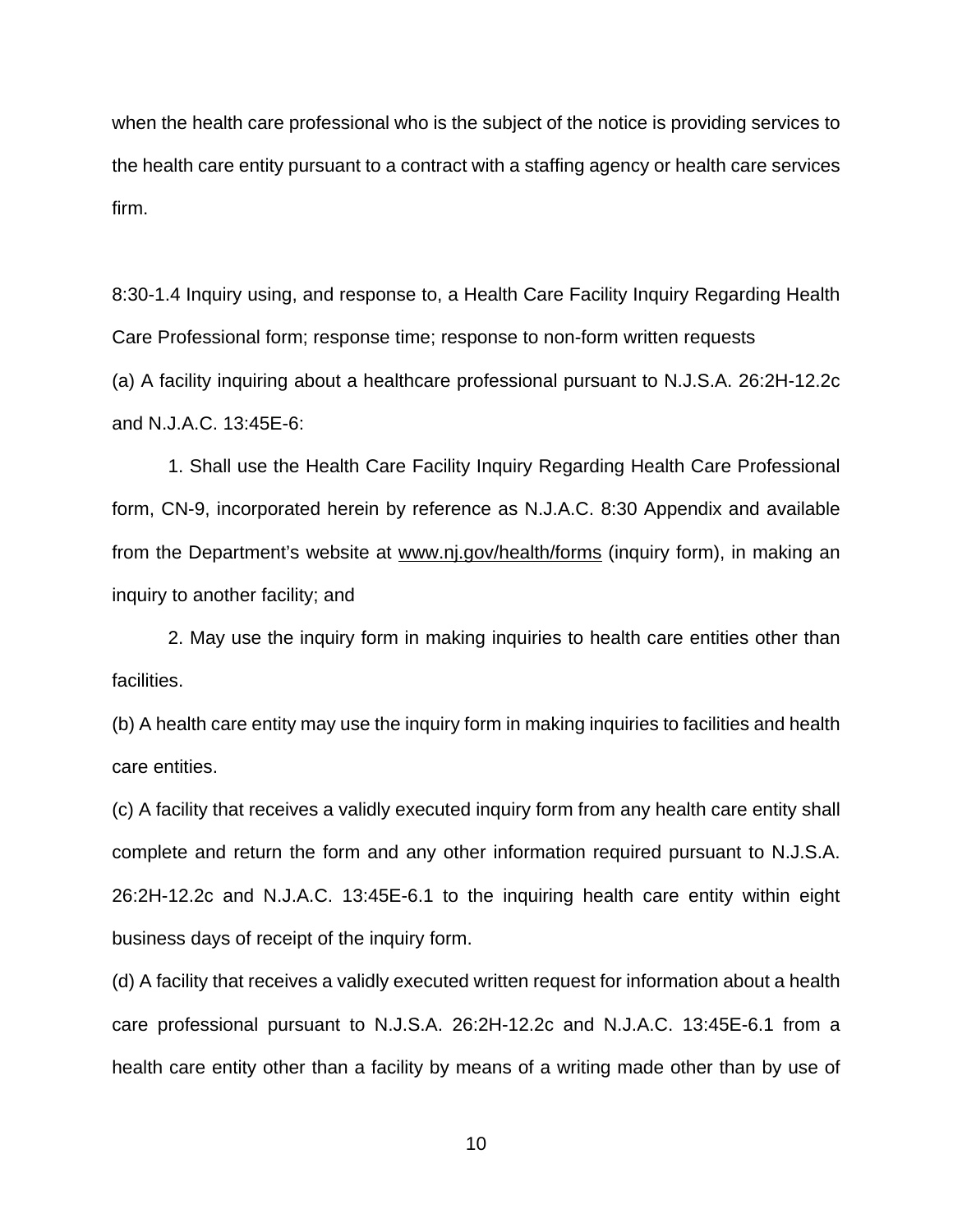when the health care professional who is the subject of the notice is providing services to the health care entity pursuant to a contract with a staffing agency or health care services firm.

8:30-1.4 Inquiry using, and response to, a Health Care Facility Inquiry Regarding Health Care Professional form; response time; response to non-form written requests

(a) A facility inquiring about a healthcare professional pursuant to N.J.S.A. 26:2H-12.2c and N.J.A.C. 13:45E-6:

1. Shall use the Health Care Facility Inquiry Regarding Health Care Professional form, CN-9, incorporated herein by reference as N.J.A.C. 8:30 Appendix and available from the Department's website at www.nj.gov/health/forms (inquiry form), in making an inquiry to another facility; and

2. May use the inquiry form in making inquiries to health care entities other than facilities.

(b) A health care entity may use the inquiry form in making inquiries to facilities and health care entities.

(c) A facility that receives a validly executed inquiry form from any health care entity shall complete and return the form and any other information required pursuant to N.J.S.A. 26:2H-12.2c and N.J.A.C. 13:45E-6.1 to the inquiring health care entity within eight business days of receipt of the inquiry form.

(d) A facility that receives a validly executed written request for information about a health care professional pursuant to N.J.S.A. 26:2H-12.2c and N.J.A.C. 13:45E-6.1 from a health care entity other than a facility by means of a writing made other than by use of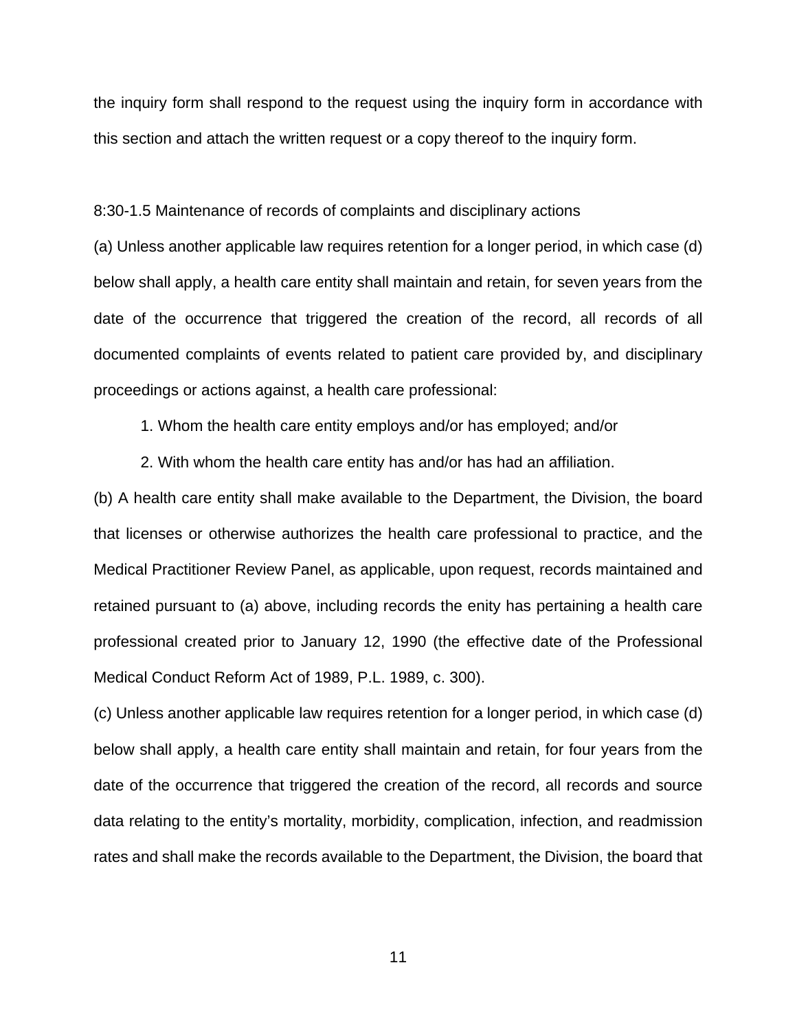the inquiry form shall respond to the request using the inquiry form in accordance with this section and attach the written request or a copy thereof to the inquiry form.

8:30-1.5 Maintenance of records of complaints and disciplinary actions

(a) Unless another applicable law requires retention for a longer period, in which case (d) below shall apply, a health care entity shall maintain and retain, for seven years from the date of the occurrence that triggered the creation of the record, all records of all documented complaints of events related to patient care provided by, and disciplinary proceedings or actions against, a health care professional:

1. Whom the health care entity employs and/or has employed; and/or

2. With whom the health care entity has and/or has had an affiliation.

(b) A health care entity shall make available to the Department, the Division, the board that licenses or otherwise authorizes the health care professional to practice, and the Medical Practitioner Review Panel, as applicable, upon request, records maintained and retained pursuant to (a) above, including records the enity has pertaining a health care professional created prior to January 12, 1990 (the effective date of the Professional Medical Conduct Reform Act of 1989, P.L. 1989, c. 300).

(c) Unless another applicable law requires retention for a longer period, in which case (d) below shall apply, a health care entity shall maintain and retain, for four years from the date of the occurrence that triggered the creation of the record, all records and source data relating to the entity's mortality, morbidity, complication, infection, and readmission rates and shall make the records available to the Department, the Division, the board that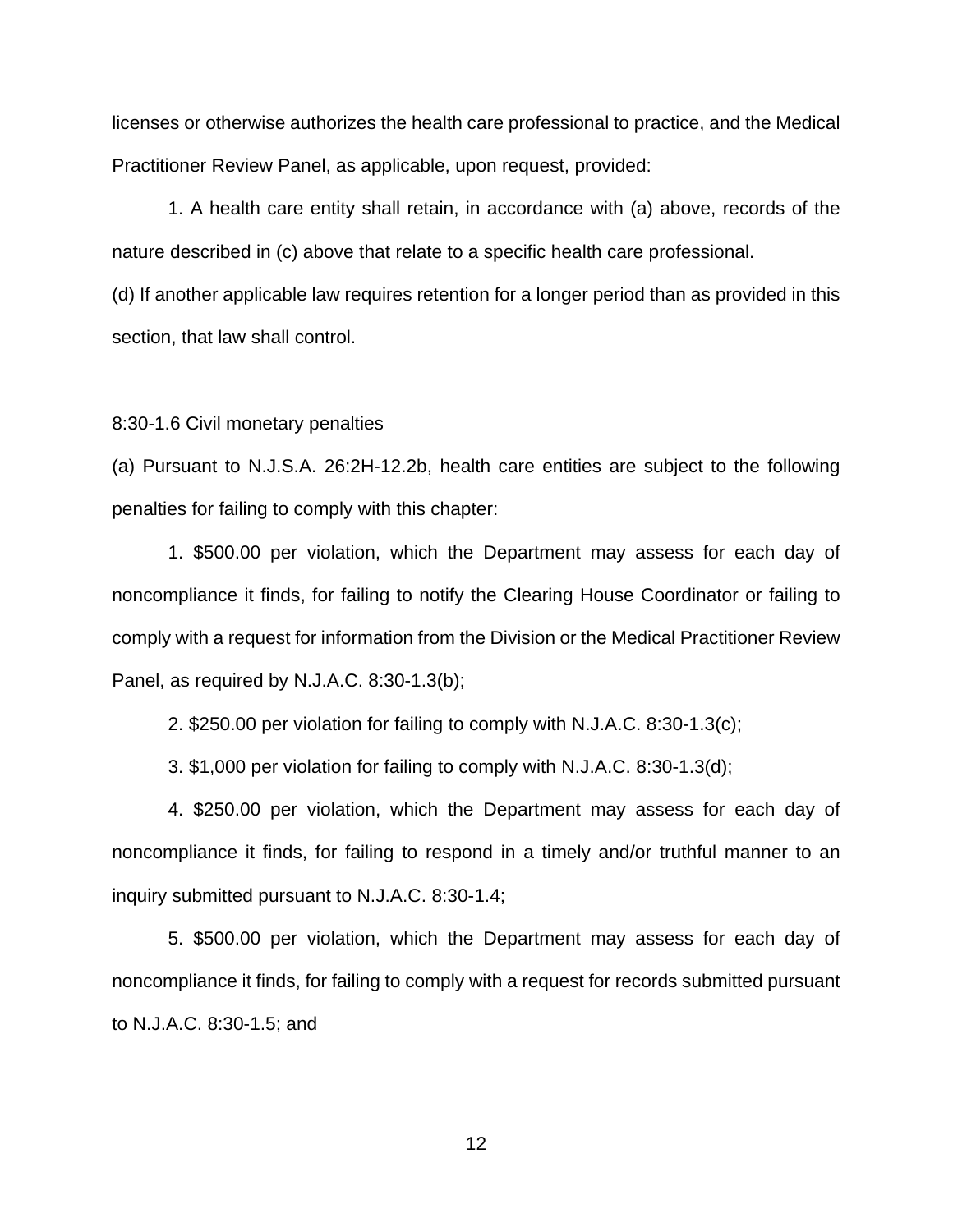licenses or otherwise authorizes the health care professional to practice, and the Medical Practitioner Review Panel, as applicable, upon request, provided:

1. A health care entity shall retain, in accordance with (a) above, records of the nature described in (c) above that relate to a specific health care professional.

(d) If another applicable law requires retention for a longer period than as provided in this section, that law shall control.

8:30-1.6 Civil monetary penalties

(a) Pursuant to N.J.S.A. 26:2H-12.2b, health care entities are subject to the following penalties for failing to comply with this chapter:

1. $500.00 per violation, which the Department may assess for each day of noncompliance it finds, for failing to notify the Clearing House Coordinator or failing to comply with a request for information from the Division or the Medical Practitioner Review Panel, as required by N.J.A.C. 8:30-1.3(b);

2. $250.00 per violation for failing to comply with N.J.A.C. 8:30-1.3(c);

3. $1,000 per violation for failing to comply with N.J.A.C. 8:30-1.3(d);

4. $250.00 per violation, which the Department may assess for each day of noncompliance it finds, for failing to respond in a timely and/or truthful manner to an inquiry submitted pursuant to N.J.A.C. 8:30-1.4;

5. $500.00 per violation, which the Department may assess for each day of noncompliance it finds, for failing to comply with a request for records submitted pursuant to N.J.A.C. 8:30-1.5; and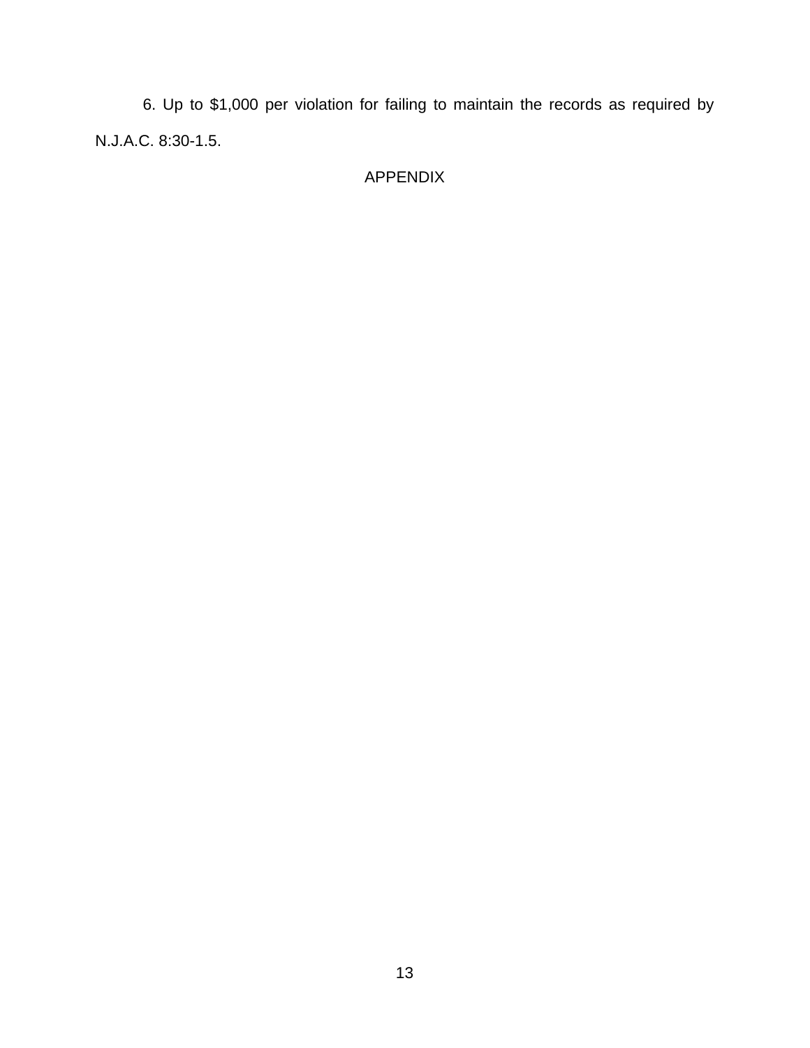6. Up to $1,000 per violation for failing to maintain the records as required by N.J.A.C. 8:30-1.5.

APPENDIX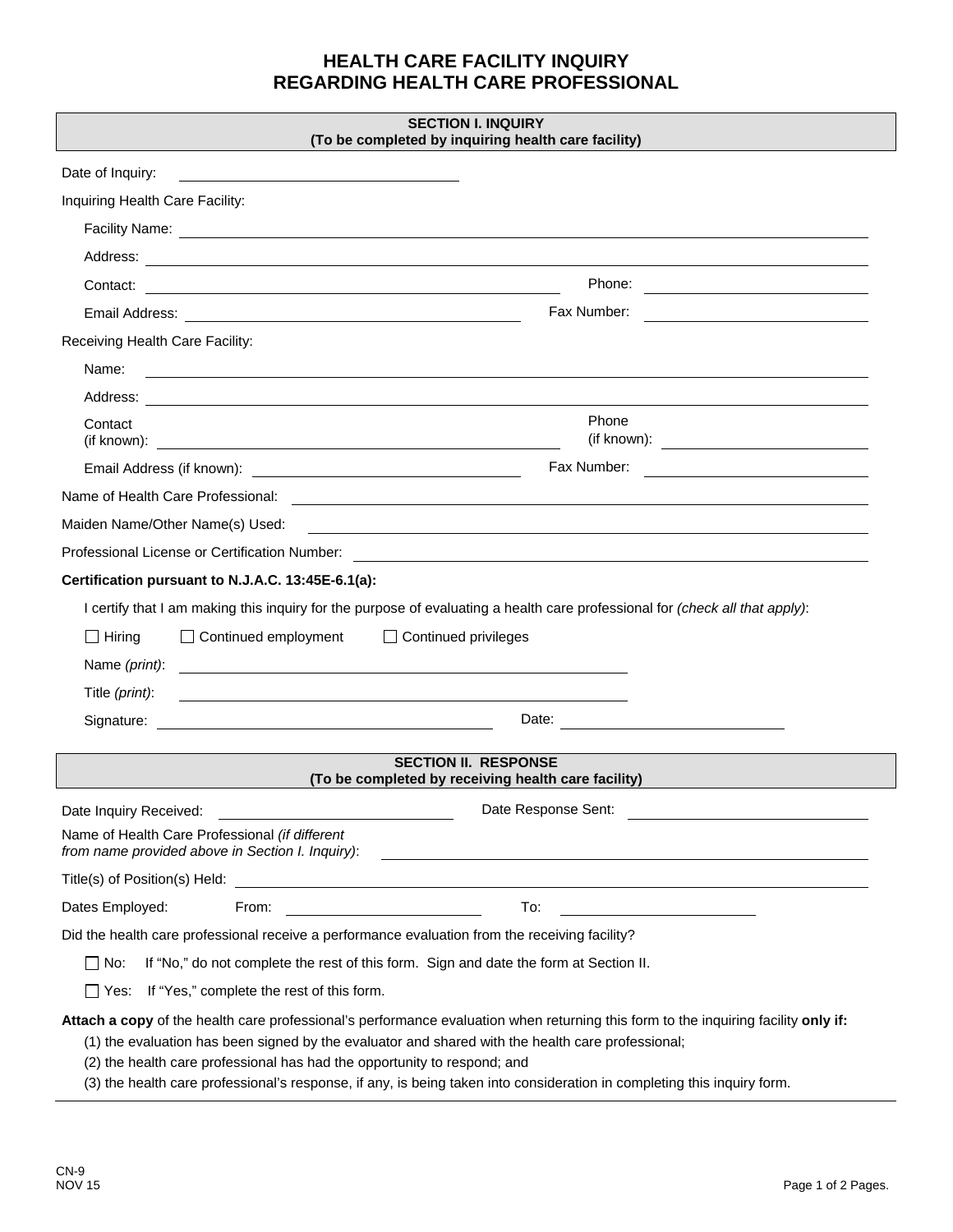# HEALTH CARE FACILITY INQUIRY REGARDING HEALTH CARE PROFESSIONAL

## SECTION I. INQUIRY
**(To be completed by inquiring health care facility)**

Date of Inquiry: ______________________

Inquiring Health Care Facility:

Facility Name: ______________________

Address: ______________________

Contact: ______________________ Phone: ______________________

Email Address: ______________________ Fax Number: ______________________

Receiving Health Care Facility:

Name: ______________________

Address: ______________________

Contact (if known): ______________________ Phone (if known): ______________________

Email Address (if known): ______________________ Fax Number: ______________________

Name of Health Care Professional: ______________________

Maiden Name/Other Name(s) Used: ______________________

Professional License or Certification Number: ______________________

**Certification pursuant to N.J.A.C. 13:45E-6.1(a):**

I certify that I am making this inquiry for the purpose of evaluating a health care professional for *(check all that apply)*:

☐ Hiring ☐ Continued employment ☐ Continued privileges

Name *(print)*: ______________________

Title *(print)*: ______________________

Signature: ______________________ Date: ______________________

## SECTION II. RESPONSE
**(To be completed by receiving health care facility)**

Date Inquiry Received: ______________________ Date Response Sent: ______________________

Name of Health Care Professional *(if different from name provided above in Section I. Inquiry)*: ______________________

Title(s) of Position(s) Held: ______________________

Dates Employed: From: ______________________ To: ______________________

Did the health care professional receive a performance evaluation from the receiving facility?

☐ No: If "No," do not complete the rest of this form. Sign and date the form at Section II.

☐ Yes: If "Yes," complete the rest of this form.

**Attach a copy** of the health care professional's performance evaluation when returning this form to the inquiring facility **only if:**

(1) the evaluation has been signed by the evaluator and shared with the health care professional;
(2) the health care professional has had the opportunity to respond; and
(3) the health care professional's response, if any, is being taken into consideration in completing this inquiry form.

CN-9
NOV 15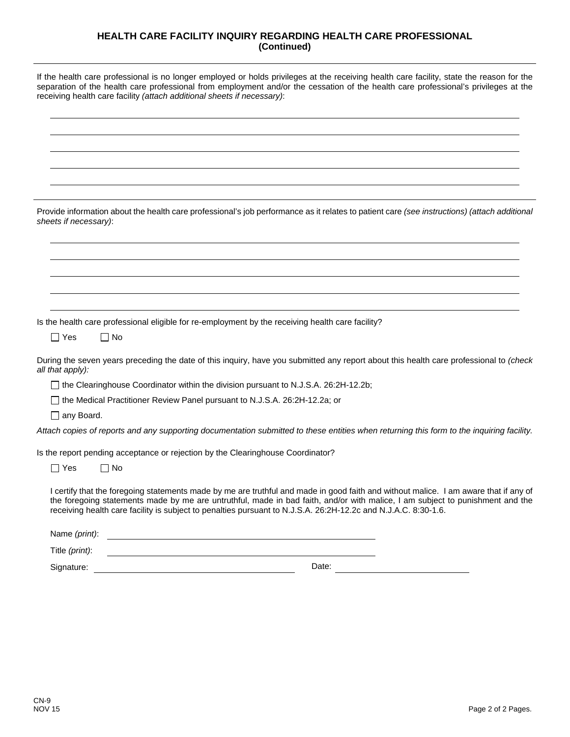## HEALTH CARE FACILITY INQUIRY REGARDING HEALTH CARE PROFESSIONAL
**(Continued)**

---

If the health care professional is no longer employed or holds privileges at the receiving health care facility, state the reason for the separation of the health care professional from employment and/or the cessation of the health care professional's privileges at the receiving health care facility *(attach additional sheets if necessary)*:

\_\_\_\_\_\_\_\_\_\_\_\_\_\_\_\_\_\_\_\_\_\_\_\_\_\_\_\_\_\_\_\_\_\_\_\_\_\_\_\_\_\_\_\_\_\_\_\_\_\_\_\_\_\_\_\_\_\_\_\_\_\_\_\_\_\_\_\_\_\_\_\_\_\_\_\_\_\_

\_\_\_\_\_\_\_\_\_\_\_\_\_\_\_\_\_\_\_\_\_\_\_\_\_\_\_\_\_\_\_\_\_\_\_\_\_\_\_\_\_\_\_\_\_\_\_\_\_\_\_\_\_\_\_\_\_\_\_\_\_\_\_\_\_\_\_\_\_\_\_\_\_\_\_\_\_\_

\_\_\_\_\_\_\_\_\_\_\_\_\_\_\_\_\_\_\_\_\_\_\_\_\_\_\_\_\_\_\_\_\_\_\_\_\_\_\_\_\_\_\_\_\_\_\_\_\_\_\_\_\_\_\_\_\_\_\_\_\_\_\_\_\_\_\_\_\_\_\_\_\_\_\_\_\_\_

\_\_\_\_\_\_\_\_\_\_\_\_\_\_\_\_\_\_\_\_\_\_\_\_\_\_\_\_\_\_\_\_\_\_\_\_\_\_\_\_\_\_\_\_\_\_\_\_\_\_\_\_\_\_\_\_\_\_\_\_\_\_\_\_\_\_\_\_\_\_\_\_\_\_\_\_\_\_

\_\_\_\_\_\_\_\_\_\_\_\_\_\_\_\_\_\_\_\_\_\_\_\_\_\_\_\_\_\_\_\_\_\_\_\_\_\_\_\_\_\_\_\_\_\_\_\_\_\_\_\_\_\_\_\_\_\_\_\_\_\_\_\_\_\_\_\_\_\_\_\_\_\_\_\_\_\_

---

Provide information about the health care professional's job performance as it relates to patient care *(see instructions) (attach additional sheets if necessary)*:

\_\_\_\_\_\_\_\_\_\_\_\_\_\_\_\_\_\_\_\_\_\_\_\_\_\_\_\_\_\_\_\_\_\_\_\_\_\_\_\_\_\_\_\_\_\_\_\_\_\_\_\_\_\_\_\_\_\_\_\_\_\_\_\_\_\_\_\_\_\_\_\_\_\_\_\_\_\_

\_\_\_\_\_\_\_\_\_\_\_\_\_\_\_\_\_\_\_\_\_\_\_\_\_\_\_\_\_\_\_\_\_\_\_\_\_\_\_\_\_\_\_\_\_\_\_\_\_\_\_\_\_\_\_\_\_\_\_\_\_\_\_\_\_\_\_\_\_\_\_\_\_\_\_\_\_\_

\_\_\_\_\_\_\_\_\_\_\_\_\_\_\_\_\_\_\_\_\_\_\_\_\_\_\_\_\_\_\_\_\_\_\_\_\_\_\_\_\_\_\_\_\_\_\_\_\_\_\_\_\_\_\_\_\_\_\_\_\_\_\_\_\_\_\_\_\_\_\_\_\_\_\_\_\_\_

\_\_\_\_\_\_\_\_\_\_\_\_\_\_\_\_\_\_\_\_\_\_\_\_\_\_\_\_\_\_\_\_\_\_\_\_\_\_\_\_\_\_\_\_\_\_\_\_\_\_\_\_\_\_\_\_\_\_\_\_\_\_\_\_\_\_\_\_\_\_\_\_\_\_\_\_\_\_

\_\_\_\_\_\_\_\_\_\_\_\_\_\_\_\_\_\_\_\_\_\_\_\_\_\_\_\_\_\_\_\_\_\_\_\_\_\_\_\_\_\_\_\_\_\_\_\_\_\_\_\_\_\_\_\_\_\_\_\_\_\_\_\_\_\_\_\_\_\_\_\_\_\_\_\_\_\_

Is the health care professional eligible for re-employment by the receiving health care facility?

☐ Yes ☐ No

During the seven years preceding the date of this inquiry, have you submitted any report about this health care professional to *(check all that apply):*

☐ the Clearinghouse Coordinator within the division pursuant to N.J.S.A. 26:2H-12.2b;

☐ the Medical Practitioner Review Panel pursuant to N.J.S.A. 26:2H-12.2a; or

☐ any Board.

*Attach copies of reports and any supporting documentation submitted to these entities when returning this form to the inquiring facility.*

Is the report pending acceptance or rejection by the Clearinghouse Coordinator?

☐ Yes ☐ No

I certify that the foregoing statements made by me are truthful and made in good faith and without malice. I am aware that if any of the foregoing statements made by me are untruthful, made in bad faith, and/or with malice, I am subject to punishment and the receiving health care facility is subject to penalties pursuant to N.J.S.A. 26:2H-12.2c and N.J.A.C. 8:30-1.6.

Name *(print)*: \_\_\_\_\_\_\_\_\_\_\_\_\_\_\_\_\_\_\_\_\_\_\_\_\_\_\_\_\_\_\_\_\_\_\_\_\_\_\_\_

Title *(print)*: \_\_\_\_\_\_\_\_\_\_\_\_\_\_\_\_\_\_\_\_\_\_\_\_\_\_\_\_\_\_\_\_\_\_\_\_\_\_\_\_

Signature: \_\_\_\_\_\_\_\_\_\_\_\_\_\_\_\_\_\_\_\_\_\_\_\_\_\_\_\_\_\_ Date: \_\_\_\_\_\_\_\_\_\_\_\_\_\_\_\_\_\_\_\_

CN-9
NOV 15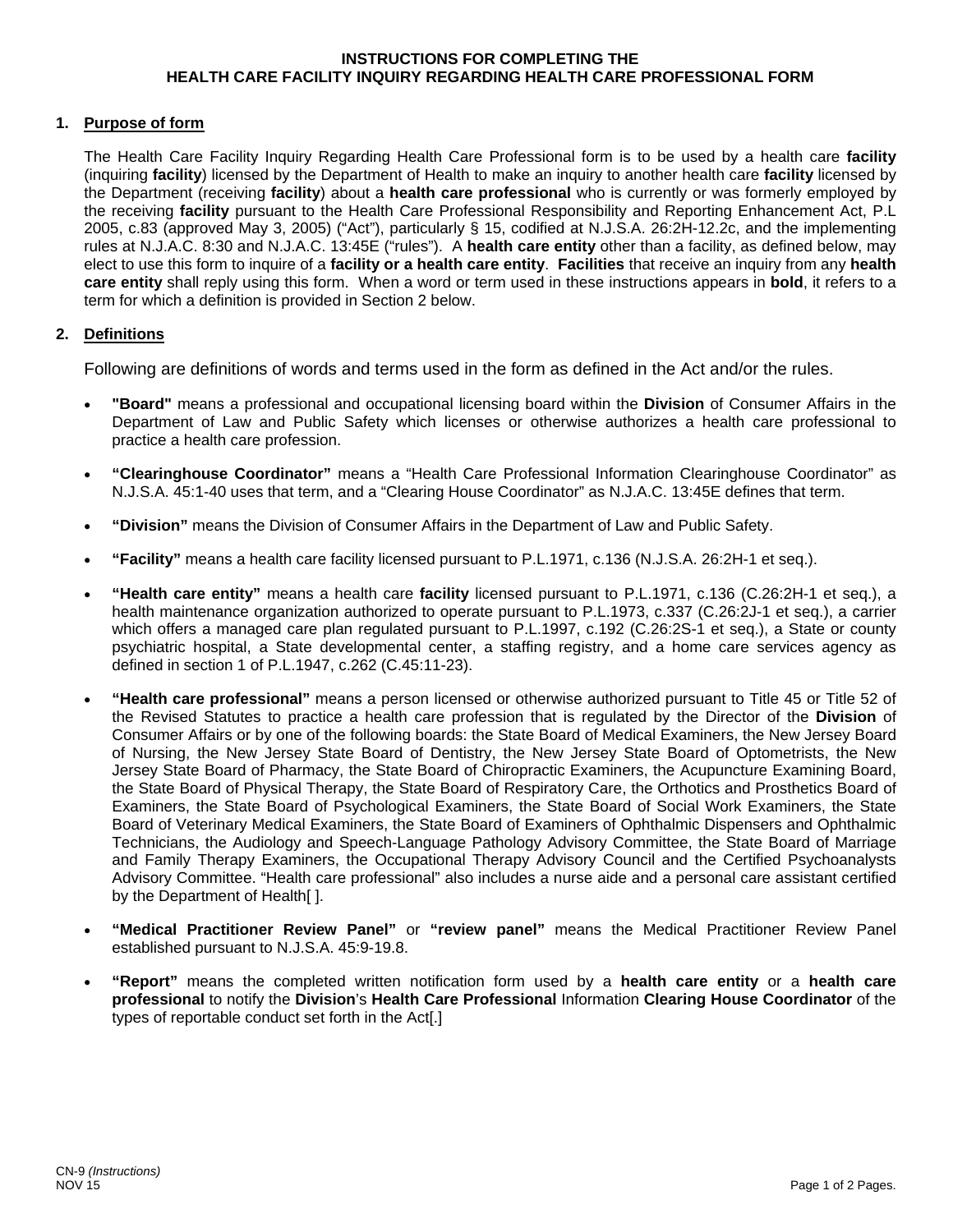# INSTRUCTIONS FOR COMPLETING THE HEALTH CARE FACILITY INQUIRY REGARDING HEALTH CARE PROFESSIONAL FORM

## 1. Purpose of form

The Health Care Facility Inquiry Regarding Health Care Professional form is to be used by a health care **facility** (inquiring **facility**) licensed by the Department of Health to make an inquiry to another health care **facility** licensed by the Department (receiving **facility**) about a **health care professional** who is currently or was formerly employed by the receiving **facility** pursuant to the Health Care Professional Responsibility and Reporting Enhancement Act, P.L 2005, c.83 (approved May 3, 2005) ("Act"), particularly § 15, codified at N.J.S.A. 26:2H-12.2c, and the implementing rules at N.J.A.C. 8:30 and N.J.A.C. 13:45E ("rules"). A **health care entity** other than a facility, as defined below, may elect to use this form to inquire of a **facility or a health care entity**. **Facilities** that receive an inquiry from any **health care entity** shall reply using this form. When a word or term used in these instructions appears in **bold**, it refers to a term for which a definition is provided in Section 2 below.

## 2. Definitions

Following are definitions of words and terms used in the form as defined in the Act and/or the rules.

- **"Board"** means a professional and occupational licensing board within the **Division** of Consumer Affairs in the Department of Law and Public Safety which licenses or otherwise authorizes a health care professional to practice a health care profession.
- **"Clearinghouse Coordinator"** means a "Health Care Professional Information Clearinghouse Coordinator" as N.J.S.A. 45:1-40 uses that term, and a "Clearing House Coordinator" as N.J.A.C. 13:45E defines that term.
- **"Division"** means the Division of Consumer Affairs in the Department of Law and Public Safety.
- **"Facility"** means a health care facility licensed pursuant to P.L.1971, c.136 (N.J.S.A. 26:2H-1 et seq.).
- **"Health care entity"** means a health care **facility** licensed pursuant to P.L.1971, c.136 (C.26:2H-1 et seq.), a health maintenance organization authorized to operate pursuant to P.L.1973, c.337 (C.26:2J-1 et seq.), a carrier which offers a managed care plan regulated pursuant to P.L.1997, c.192 (C.26:2S-1 et seq.), a State or county psychiatric hospital, a State developmental center, a staffing registry, and a home care services agency as defined in section 1 of P.L.1947, c.262 (C.45:11-23).
- **"Health care professional"** means a person licensed or otherwise authorized pursuant to Title 45 or Title 52 of the Revised Statutes to practice a health care profession that is regulated by the Director of the **Division** of Consumer Affairs or by one of the following boards: the State Board of Medical Examiners, the New Jersey Board of Nursing, the New Jersey State Board of Dentistry, the New Jersey State Board of Optometrists, the New Jersey State Board of Pharmacy, the State Board of Chiropractic Examiners, the Acupuncture Examining Board, the State Board of Physical Therapy, the State Board of Respiratory Care, the Orthotics and Prosthetics Board of Examiners, the State Board of Psychological Examiners, the State Board of Social Work Examiners, the State Board of Veterinary Medical Examiners, the State Board of Examiners of Ophthalmic Dispensers and Ophthalmic Technicians, the Audiology and Speech-Language Pathology Advisory Committee, the State Board of Marriage and Family Therapy Examiners, the Occupational Therapy Advisory Council and the Certified Psychoanalysts Advisory Committee. "Health care professional" also includes a nurse aide and a personal care assistant certified by the Department of Health[ ].
- **"Medical Practitioner Review Panel"** or **"review panel"** means the Medical Practitioner Review Panel established pursuant to N.J.S.A. 45:9-19.8.
- **"Report"** means the completed written notification form used by a **health care entity** or a **health care professional** to notify the **Division**'s **Health Care Professional** Information **Clearing House Coordinator** of the types of reportable conduct set forth in the Act[.]

CN-9 *(Instructions)*
NOV 15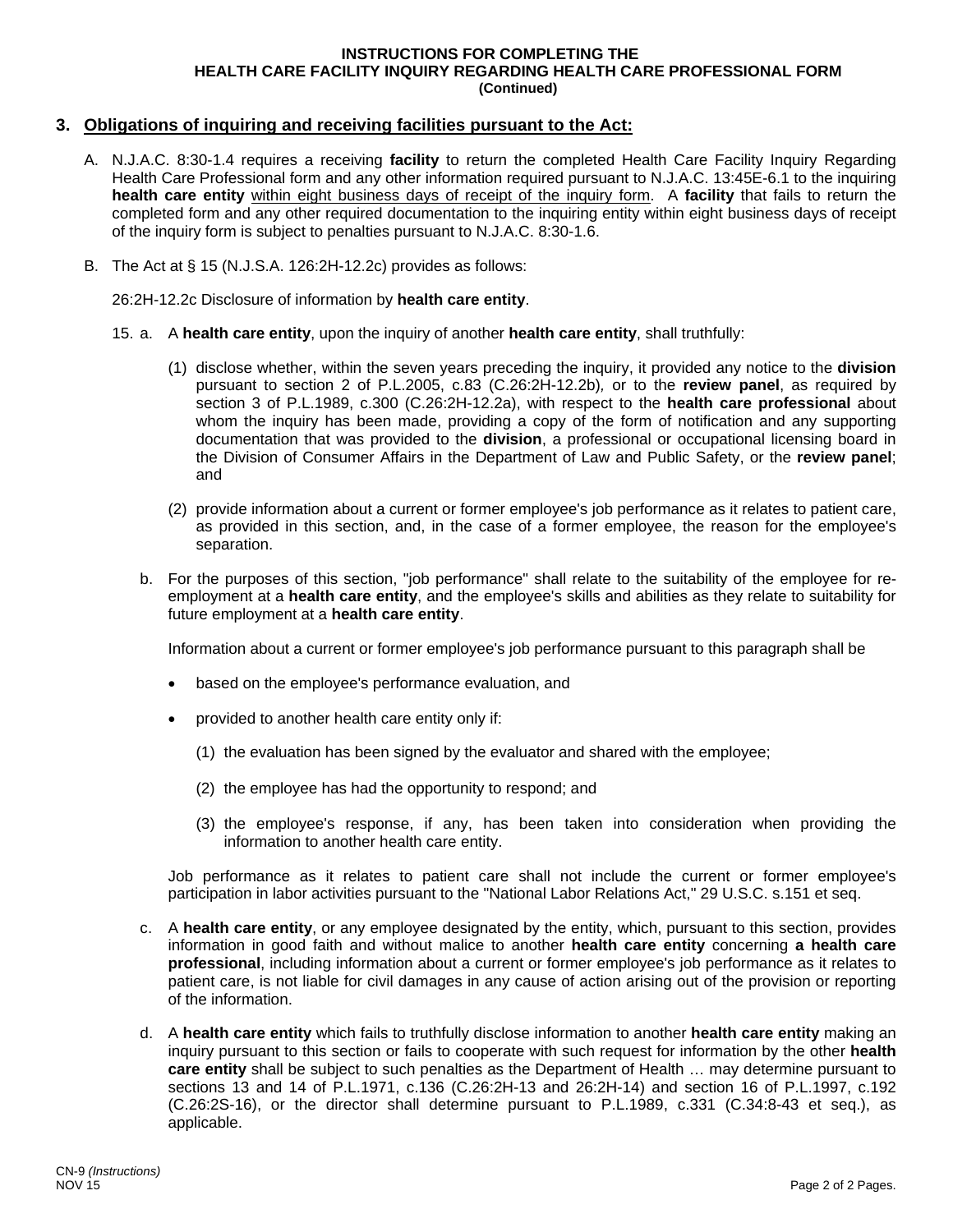**INSTRUCTIONS FOR COMPLETING THE**
**HEALTH CARE FACILITY INQUIRY REGARDING HEALTH CARE PROFESSIONAL FORM**
**(Continued)**

## 3. Obligations of inquiring and receiving facilities pursuant to the Act:

A. N.J.A.C. 8:30-1.4 requires a receiving **facility** to return the completed Health Care Facility Inquiry Regarding Health Care Professional form and any other information required pursuant to N.J.A.C. 13:45E-6.1 to the inquiring **health care entity** <u>within eight business days of receipt of the inquiry form</u>. A **facility** that fails to return the completed form and any other required documentation to the inquiring entity within eight business days of receipt of the inquiry form is subject to penalties pursuant to N.J.A.C. 8:30-1.6.

B. The Act at § 15 (N.J.S.A. 126:2H-12.2c) provides as follows:

26:2H-12.2c Disclosure of information by **health care entity**.

15. a. A **health care entity**, upon the inquiry of another **health care entity**, shall truthfully:

(1) disclose whether, within the seven years preceding the inquiry, it provided any notice to the **division** pursuant to section 2 of P.L.2005, c.83 (C.26:2H-12.2b), or to the **review panel**, as required by section 3 of P.L.1989, c.300 (C.26:2H-12.2a), with respect to the **health care professional** about whom the inquiry has been made, providing a copy of the form of notification and any supporting documentation that was provided to the **division**, a professional or occupational licensing board in the Division of Consumer Affairs in the Department of Law and Public Safety, or the **review panel**; and

(2) provide information about a current or former employee's job performance as it relates to patient care, as provided in this section, and, in the case of a former employee, the reason for the employee's separation.

b. For the purposes of this section, "job performance" shall relate to the suitability of the employee for re-employment at a **health care entity**, and the employee's skills and abilities as they relate to suitability for future employment at a **health care entity**.

Information about a current or former employee's job performance pursuant to this paragraph shall be

- based on the employee's performance evaluation, and
- provided to another health care entity only if:
  (1) the evaluation has been signed by the evaluator and shared with the employee;
  (2) the employee has had the opportunity to respond; and
  (3) the employee's response, if any, has been taken into consideration when providing the information to another health care entity.

Job performance as it relates to patient care shall not include the current or former employee's participation in labor activities pursuant to the "National Labor Relations Act," 29 U.S.C. s.151 et seq.

c. A **health care entity**, or any employee designated by the entity, which, pursuant to this section, provides information in good faith and without malice to another **health care entity** concerning **a health care professional**, including information about a current or former employee's job performance as it relates to patient care, is not liable for civil damages in any cause of action arising out of the provision or reporting of the information.

d. A **health care entity** which fails to truthfully disclose information to another **health care entity** making an inquiry pursuant to this section or fails to cooperate with such request for information by the other **health care entity** shall be subject to such penalties as the Department of Health … may determine pursuant to sections 13 and 14 of P.L.1971, c.136 (C.26:2H-13 and 26:2H-14) and section 16 of P.L.1997, c.192 (C.26:2S-16), or the director shall determine pursuant to P.L.1989, c.331 (C.34:8-43 et seq.), as applicable.

CN-9 *(Instructions)*
NOV 15